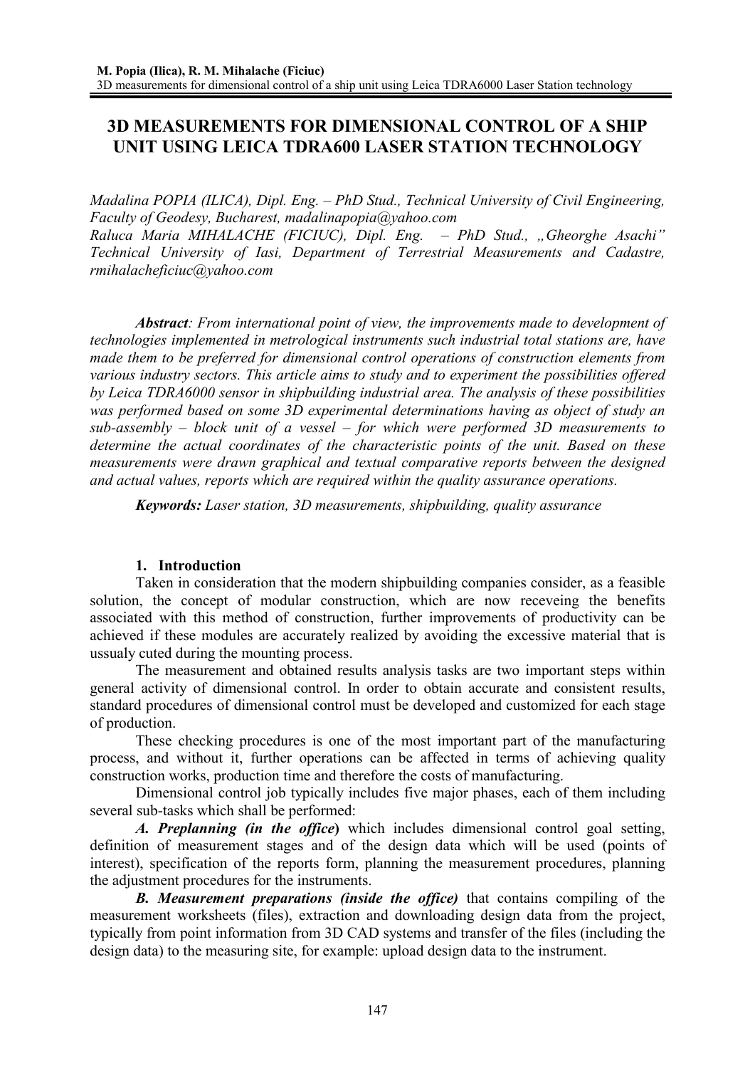# 3D MEASUREMENTS FOR DIMENSIONAL CONTROL OF A SHIP UNIT USING LEICA TDRA600 LASER STATION TECHNOLOGY

*Madalina POPIA (ILICA), Dipl. Eng. – PhD Stud., Technical University of Civil Engineering, Faculty of Geodesy, Bucharest, madalinapopia@yahoo.com*
*Raluca Maria MIHALACHE (FICIUC), Dipl. Eng. – PhD Stud., „Gheorghe Asachi" Technical University of Iasi, Department of Terrestrial Measurements and Cadastre, rmihalacheficiuc@yahoo.com*

***Abstract**: From international point of view, the improvements made to development of technologies implemented in metrological instruments such industrial total stations are, have made them to be preferred for dimensional control operations of construction elements from various industry sectors. This article aims to study and to experiment the possibilities offered by Leica TDRA6000 sensor in shipbuilding industrial area. The analysis of these possibilities was performed based on some 3D experimental determinations having as object of study an sub-assembly – block unit of a vessel – for which were performed 3D measurements to determine the actual coordinates of the characteristic points of the unit. Based on these measurements were drawn graphical and textual comparative reports between the designed and actual values, reports which are required within the quality assurance operations.*

***Keywords:** Laser station, 3D measurements, shipbuilding, quality assurance*

## 1. Introduction

Taken in consideration that the modern shipbuilding companies consider, as a feasible solution, the concept of modular construction, which are now receveing the benefits associated with this method of construction, further improvements of productivity can be achieved if these modules are accurately realized by avoiding the excessive material that is ussualy cuted during the mounting process.

The measurement and obtained results analysis tasks are two important steps within general activity of dimensional control. In order to obtain accurate and consistent results, standard procedures of dimensional control must be developed and customized for each stage of production.

These checking procedures is one of the most important part of the manufacturing process, and without it, further operations can be affected in terms of achieving quality construction works, production time and therefore the costs of manufacturing.

Dimensional control job typically includes five major phases, each of them including several sub-tasks which shall be performed:

***A. Preplanning (in the office)*** which includes dimensional control goal setting, definition of measurement stages and of the design data which will be used (points of interest), specification of the reports form, planning the measurement procedures, planning the adjustment procedures for the instruments.

***B. Measurement preparations (inside the office)*** that contains compiling of the measurement worksheets (files), extraction and downloading design data from the project, typically from point information from 3D CAD systems and transfer of the files (including the design data) to the measuring site, for example: upload design data to the instrument.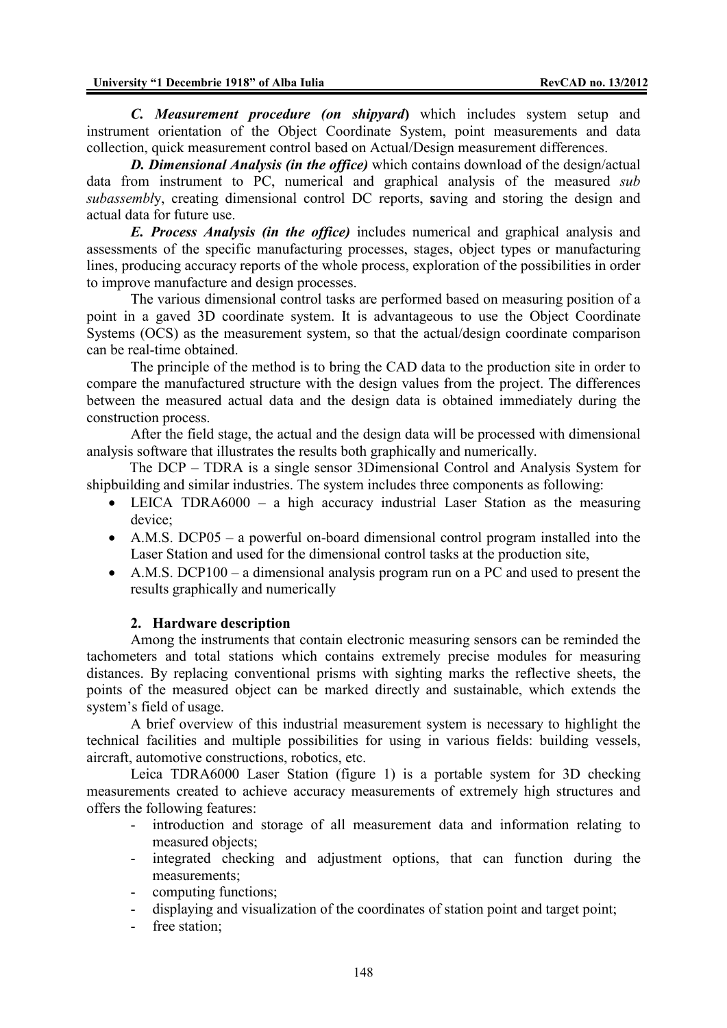***C. Measurement procedure (on shipyard*)** which includes system setup and instrument orientation of the Object Coordinate System, point measurements and data collection, quick measurement control based on Actual/Design measurement differences.

***D. Dimensional Analysis (in the office)*** which contains download of the design/actual data from instrument to PC, numerical and graphical analysis of the measured *sub subassembl*y, creating dimensional control DC reports, **s**aving and storing the design and actual data for future use.

***E. Process Analysis (in the office)*** includes numerical and graphical analysis and assessments of the specific manufacturing processes, stages, object types or manufacturing lines, producing accuracy reports of the whole process, exploration of the possibilities in order to improve manufacture and design processes.

The various dimensional control tasks are performed based on measuring position of a point in a gaved 3D coordinate system. It is advantageous to use the Object Coordinate Systems (OCS) as the measurement system, so that the actual/design coordinate comparison can be real-time obtained.

The principle of the method is to bring the CAD data to the production site in order to compare the manufactured structure with the design values from the project. The differences between the measured actual data and the design data is obtained immediately during the construction process.

After the field stage, the actual and the design data will be processed with dimensional analysis software that illustrates the results both graphically and numerically.

The DCP – TDRA is a single sensor 3Dimensional Control and Analysis System for shipbuilding and similar industries. The system includes three components as following:

- LEICA TDRA6000 – a high accuracy industrial Laser Station as the measuring device;
- A.M.S. DCP05 – a powerful on-board dimensional control program installed into the Laser Station and used for the dimensional control tasks at the production site,
- A.M.S. DCP100 – a dimensional analysis program run on a PC and used to present the results graphically and numerically

## 2. Hardware description

Among the instruments that contain electronic measuring sensors can be reminded the tachometers and total stations which contains extremely precise modules for measuring distances. By replacing conventional prisms with sighting marks the reflective sheets, the points of the measured object can be marked directly and sustainable, which extends the system's field of usage.

A brief overview of this industrial measurement system is necessary to highlight the technical facilities and multiple possibilities for using in various fields: building vessels, aircraft, automotive constructions, robotics, etc.

Leica TDRA6000 Laser Station (figure 1) is a portable system for 3D checking measurements created to achieve accuracy measurements of extremely high structures and offers the following features:

- introduction and storage of all measurement data and information relating to measured objects;
- integrated checking and adjustment options, that can function during the measurements;
- computing functions;
- displaying and visualization of the coordinates of station point and target point;
- free station;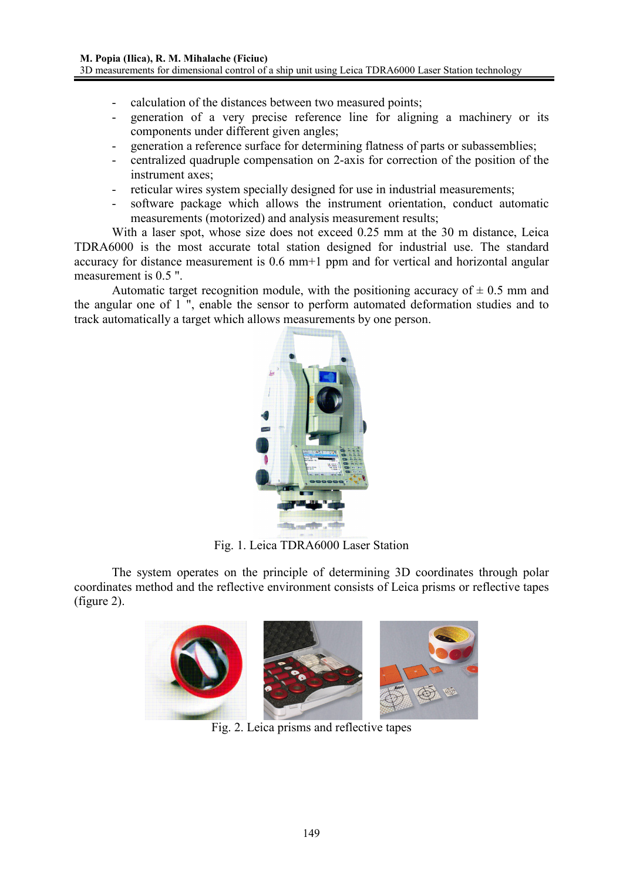- calculation of the distances between two measured points;
- generation of a very precise reference line for aligning a machinery or its components under different given angles;
- generation a reference surface for determining flatness of parts or subassemblies;
- centralized quadruple compensation on 2-axis for correction of the position of the instrument axes;
- reticular wires system specially designed for use in industrial measurements;
- software package which allows the instrument orientation, conduct automatic measurements (motorized) and analysis measurement results;

With a laser spot, whose size does not exceed 0.25 mm at the 30 m distance, Leica TDRA6000 is the most accurate total station designed for industrial use. The standard accuracy for distance measurement is 0.6 mm+1 ppm and for vertical and horizontal angular measurement is 0.5 ".

Automatic target recognition module, with the positioning accuracy of ± 0.5 mm and the angular one of 1 ", enable the sensor to perform automated deformation studies and to track automatically a target which allows measurements by one person.

Fig. 1. Leica TDRA6000 Laser Station

The system operates on the principle of determining 3D coordinates through polar coordinates method and the reflective environment consists of Leica prisms or reflective tapes (figure 2).

Fig. 2. Leica prisms and reflective tapes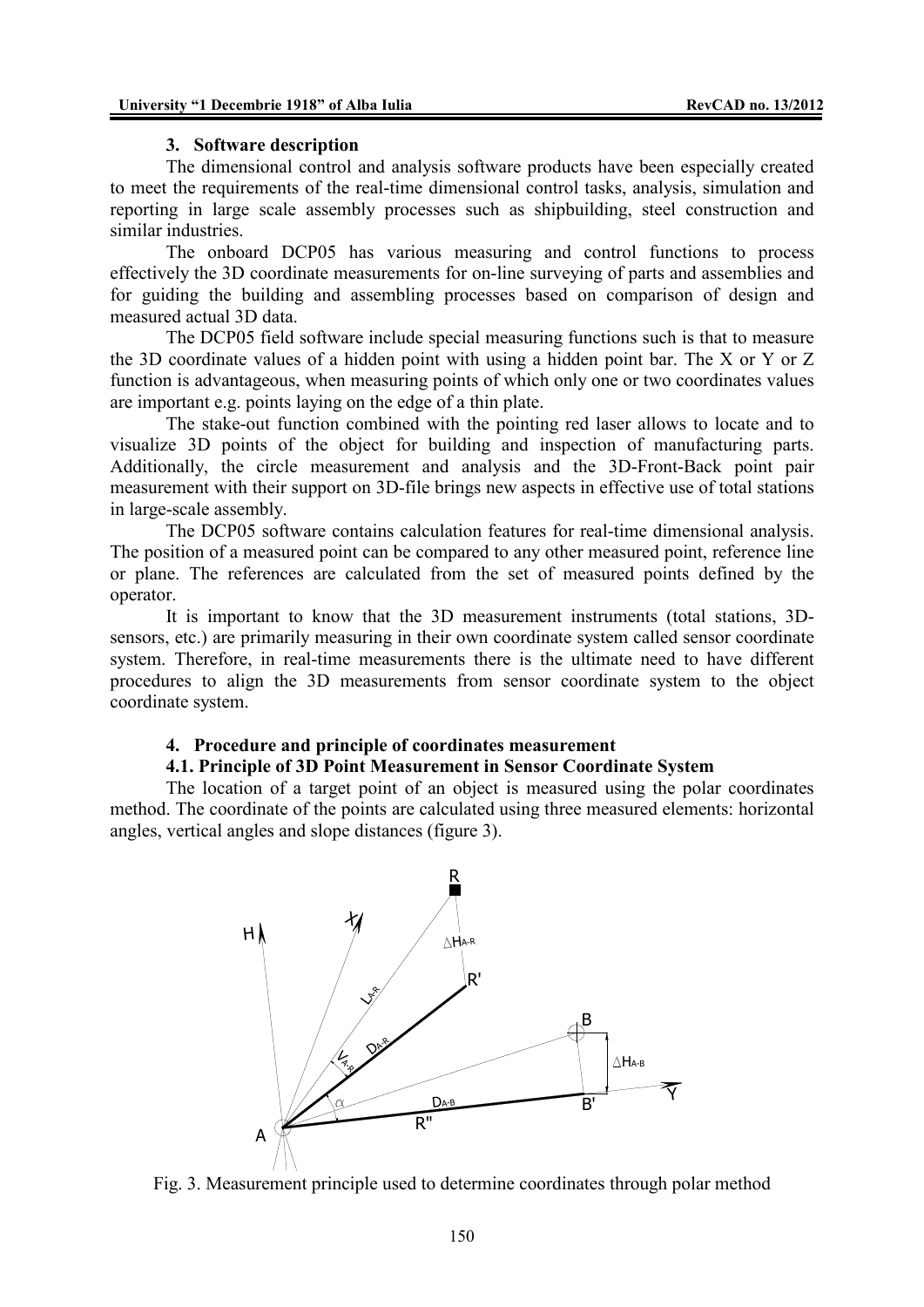### 3. Software description

The dimensional control and analysis software products have been especially created to meet the requirements of the real-time dimensional control tasks, analysis, simulation and reporting in large scale assembly processes such as shipbuilding, steel construction and similar industries.

The onboard DCP05 has various measuring and control functions to process effectively the 3D coordinate measurements for on-line surveying of parts and assemblies and for guiding the building and assembling processes based on comparison of design and measured actual 3D data.

The DCP05 field software include special measuring functions such is that to measure the 3D coordinate values of a hidden point with using a hidden point bar. The X or Y or Z function is advantageous, when measuring points of which only one or two coordinates values are important e.g. points laying on the edge of a thin plate.

The stake-out function combined with the pointing red laser allows to locate and to visualize 3D points of the object for building and inspection of manufacturing parts. Additionally, the circle measurement and analysis and the 3D-Front-Back point pair measurement with their support on 3D-file brings new aspects in effective use of total stations in large-scale assembly.

The DCP05 software contains calculation features for real-time dimensional analysis. The position of a measured point can be compared to any other measured point, reference line or plane. The references are calculated from the set of measured points defined by the operator.

It is important to know that the 3D measurement instruments (total stations, 3D-sensors, etc.) are primarily measuring in their own coordinate system called sensor coordinate system. Therefore, in real-time measurements there is the ultimate need to have different procedures to align the 3D measurements from sensor coordinate system to the object coordinate system.

### 4. Procedure and principle of coordinates measurement

#### 4.1. Principle of 3D Point Measurement in Sensor Coordinate System

The location of a target point of an object is measured using the polar coordinates method. The coordinate of the points are calculated using three measured elements: horizontal angles, vertical angles and slope distances (figure 3).

Fig. 3. Measurement principle used to determine coordinates through polar method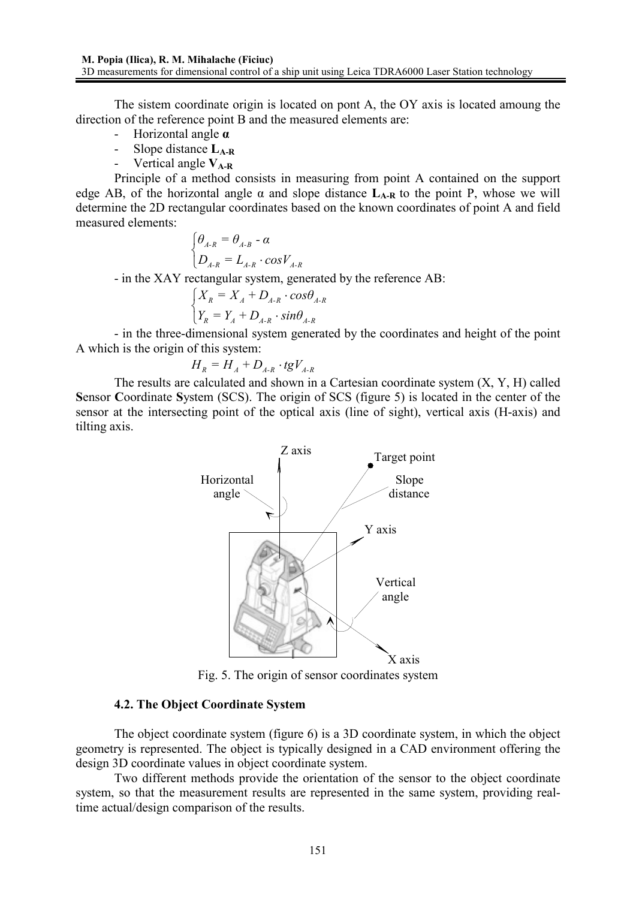The sistem coordinate origin is located on pont A, the OY axis is located amoung the direction of the reference point B and the measured elements are:

- Horizontal angle **α**
- Slope distance $\mathbf{L_{A\text{-}R}}$
- Vertical angle $\mathbf{V_{A\text{-}R}}$

Principle of a method consists in measuring from point A contained on the support edge AB, of the horizontal angle α and slope distance $\mathbf{L_{A\text{-}R}}$ to the point P, whose we will determine the 2D rectangular coordinates based on the known coordinates of point A and field measured elements:

$$\begin{cases} \theta_{A\text{-}R} = \theta_{A\text{-}B} - \alpha \\ D_{A\text{-}R} = L_{A\text{-}R} \cdot cosV_{A\text{-}R} \end{cases}$$

- in the XAY rectangular system, generated by the reference AB:

$$\begin{cases} X_R = X_A + D_{A\text{-}R} \cdot cos\theta_{A\text{-}R} \\ Y_R = Y_A + D_{A\text{-}R} \cdot sin\theta_{A\text{-}R} \end{cases}$$

- in the three-dimensional system generated by the coordinates and height of the point A which is the origin of this system:

$$H_R = H_A + D_{A\text{-}R} \cdot tgV_{A\text{-}R}$$

The results are calculated and shown in a Cartesian coordinate system (X, Y, H) called **S**ensor **C**oordinate **S**ystem (SCS). The origin of SCS (figure 5) is located in the center of the sensor at the intersecting point of the optical axis (line of sight), vertical axis (H-axis) and tilting axis.

Fig. 5. The origin of sensor coordinates system

### 4.2. The Object Coordinate System

The object coordinate system (figure 6) is a 3D coordinate system, in which the object geometry is represented. The object is typically designed in a CAD environment offering the design 3D coordinate values in object coordinate system.

Two different methods provide the orientation of the sensor to the object coordinate system, so that the measurement results are represented in the same system, providing real-time actual/design comparison of the results.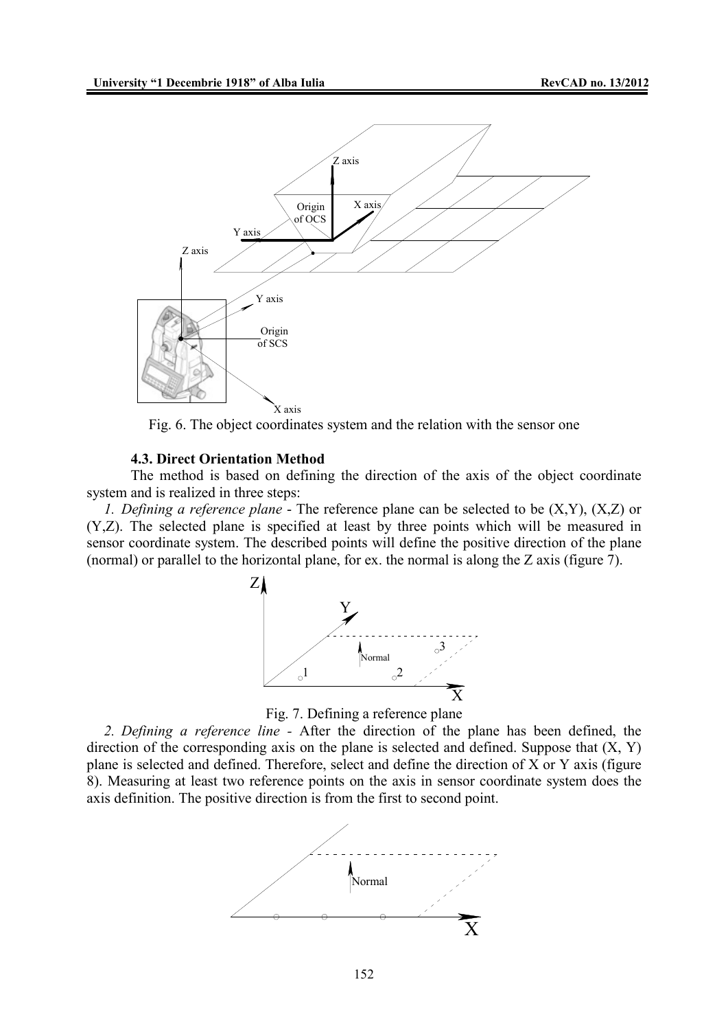Fig. 6. The object coordinates system and the relation with the sensor one

### 4.3. Direct Orientation Method

The method is based on defining the direction of the axis of the object coordinate system and is realized in three steps:

*1. Defining a reference plane* - The reference plane can be selected to be (X,Y), (X,Z) or (Y,Z). The selected plane is specified at least by three points which will be measured in sensor coordinate system. The described points will define the positive direction of the plane (normal) or parallel to the horizontal plane, for ex. the normal is along the Z axis (figure 7).

Fig. 7. Defining a reference plane

*2. Defining a reference line* - After the direction of the plane has been defined, the direction of the corresponding axis on the plane is selected and defined. Suppose that (X, Y) plane is selected and defined. Therefore, select and define the direction of X or Y axis (figure 8). Measuring at least two reference points on the axis in sensor coordinate system does the axis definition. The positive direction is from the first to second point.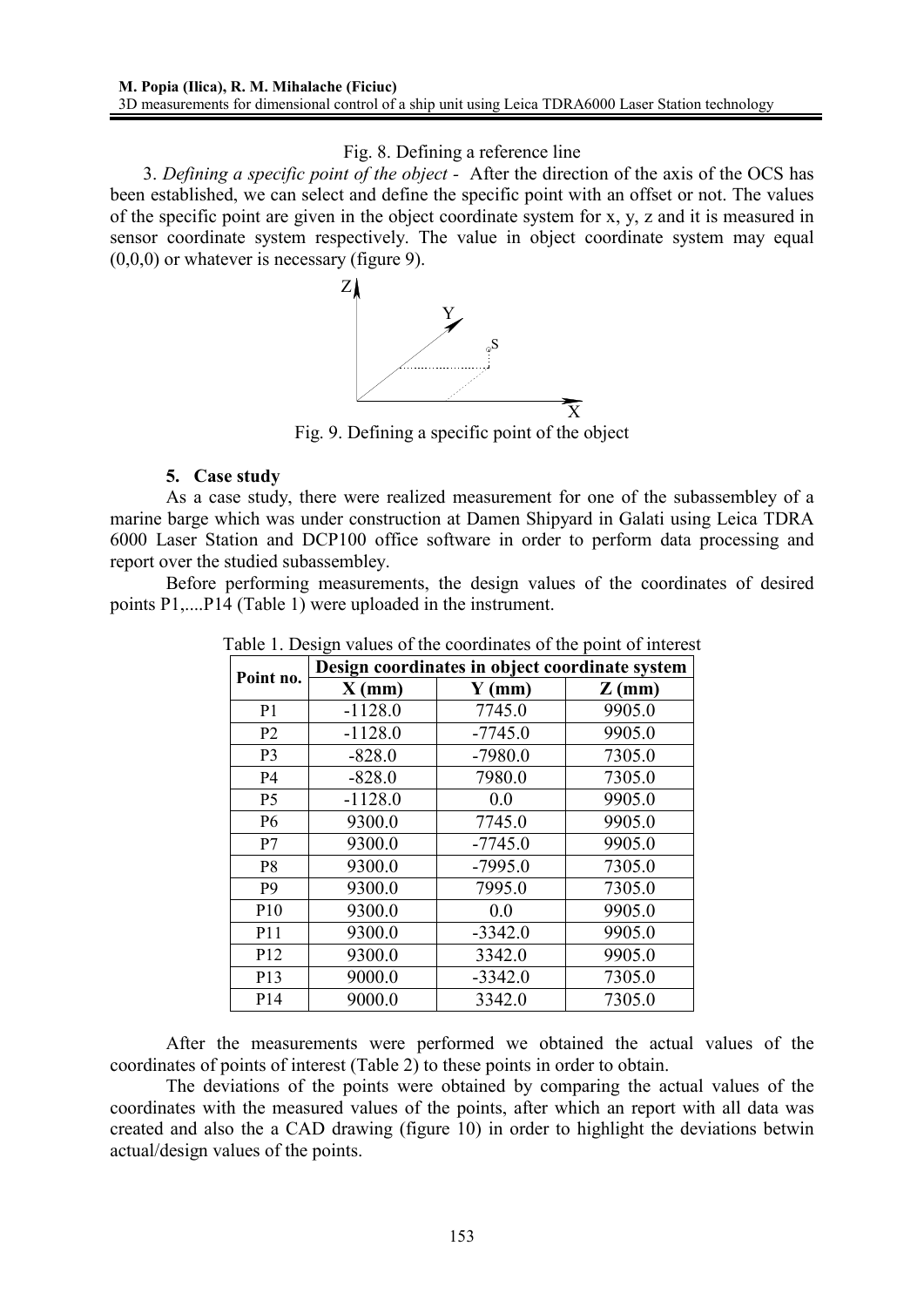Fig. 8. Defining a reference line

3. *Defining a specific point of the object* - After the direction of the axis of the OCS has been established, we can select and define the specific point with an offset or not. The values of the specific point are given in the object coordinate system for x, y, z and it is measured in sensor coordinate system respectively. The value in object coordinate system may equal (0,0,0) or whatever is necessary (figure 9).

Fig. 9. Defining a specific point of the object

### 5. Case study

As a case study, there were realized measurement for one of the subassembley of a marine barge which was under construction at Damen Shipyard in Galati using Leica TDRA 6000 Laser Station and DCP100 office software in order to perform data processing and report over the studied subassembley.

Before performing measurements, the design values of the coordinates of desired points P1,....P14 (Table 1) were uploaded in the instrument.

Table 1. Design values of the coordinates of the point of interest

| Point no. | Design coordinates in object coordinate system | | |
|---|---|---|---|
| | **X (mm)** | **Y (mm)** | **Z (mm)** |
| P1 | -1128.0 | 7745.0 | 9905.0 |
| P2 | -1128.0 | -7745.0 | 9905.0 |
| P3 | -828.0 | -7980.0 | 7305.0 |
| P4 | -828.0 | 7980.0 | 7305.0 |
| P5 | -1128.0 | 0.0 | 9905.0 |
| P6 | 9300.0 | 7745.0 | 9905.0 |
| P7 | 9300.0 | -7745.0 | 9905.0 |
| P8 | 9300.0 | -7995.0 | 7305.0 |
| P9 | 9300.0 | 7995.0 | 7305.0 |
| P10 | 9300.0 | 0.0 | 9905.0 |
| P11 | 9300.0 | -3342.0 | 9905.0 |
| P12 | 9300.0 | 3342.0 | 9905.0 |
| P13 | 9000.0 | -3342.0 | 7305.0 |
| P14 | 9000.0 | 3342.0 | 7305.0 |

After the measurements were performed we obtained the actual values of the coordinates of points of interest (Table 2) to these points in order to obtain.

The deviations of the points were obtained by comparing the actual values of the coordinates with the measured values of the points, after which an report with all data was created and also the a CAD drawing (figure 10) in order to highlight the deviations betwin actual/design values of the points.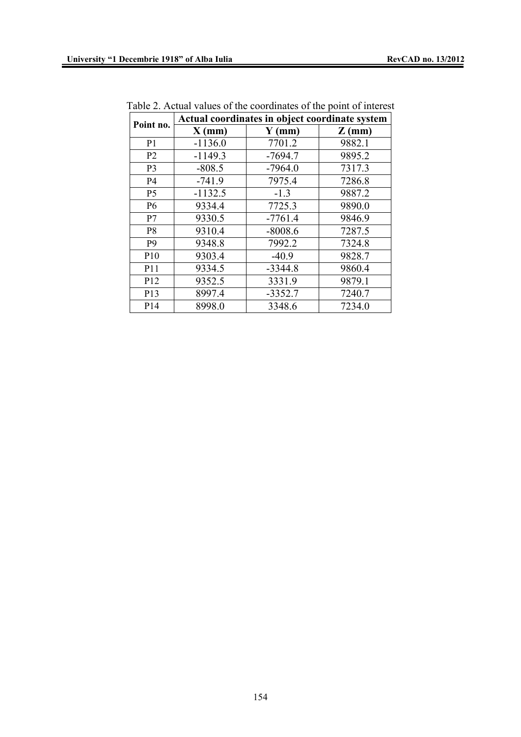Table 2. Actual values of the coordinates of the point of interest

| Point no. | Actual coordinates in object coordinate system | | |
|---|---|---|---|
| | X (mm) | Y (mm) | Z (mm) |
| P1 | -1136.0 | 7701.2 | 9882.1 |
| P2 | -1149.3 | -7694.7 | 9895.2 |
| P3 | -808.5 | -7964.0 | 7317.3 |
| P4 | -741.9 | 7975.4 | 7286.8 |
| P5 | -1132.5 | -1.3 | 9887.2 |
| P6 | 9334.4 | 7725.3 | 9890.0 |
| P7 | 9330.5 | -7761.4 | 9846.9 |
| P8 | 9310.4 | -8008.6 | 7287.5 |
| P9 | 9348.8 | 7992.2 | 7324.8 |
| P10 | 9303.4 | -40.9 | 9828.7 |
| P11 | 9334.5 | -3344.8 | 9860.4 |
| P12 | 9352.5 | 3331.9 | 9879.1 |
| P13 | 8997.4 | -3352.7 | 7240.7 |
| P14 | 8998.0 | 3348.6 | 7234.0 |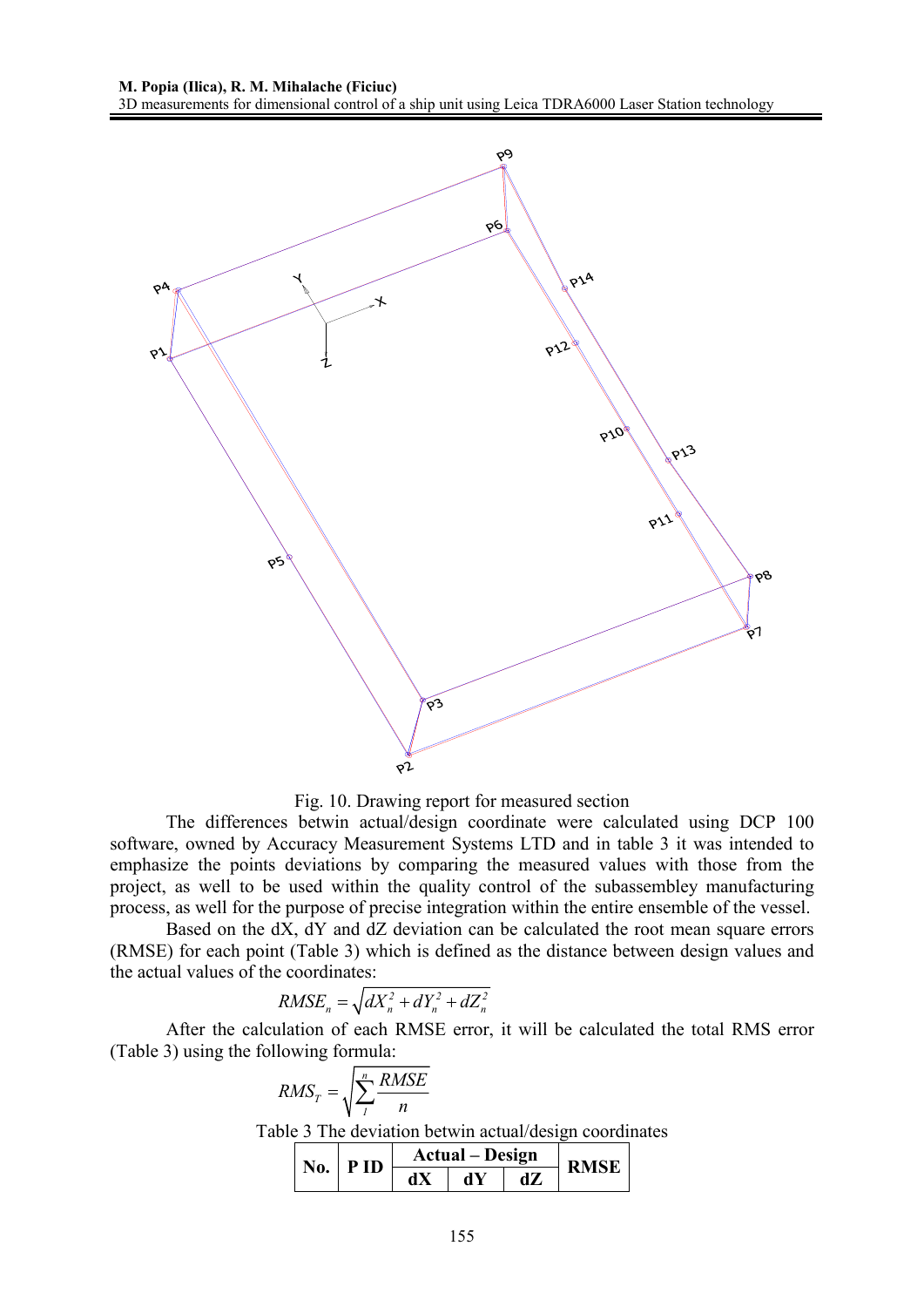Fig. 10. Drawing report for measured section

The differences betwin actual/design coordinate were calculated using DCP 100 software, owned by Accuracy Measurement Systems LTD and in table 3 it was intended to emphasize the points deviations by comparing the measured values with those from the project, as well to be used within the quality control of the subassembley manufacturing process, as well for the purpose of precise integration within the entire ensemble of the vessel.

Based on the dX, dY and dZ deviation can be calculated the root mean square errors (RMSE) for each point (Table 3) which is defined as the distance between design values and the actual values of the coordinates:

$$RMSE_n = \sqrt{dX_n^2 + dY_n^2 + dZ_n^2}$$

After the calculation of each RMSE error, it will be calculated the total RMS error (Table 3) using the following formula:

$$RMS_T = \sqrt{\sum_{1}^{n} \frac{RMSE}{n}}$$

Table 3 The deviation betwin actual/design coordinates

| No. | P ID | Actual – Design | | | RMSE |
|---|---|---|---|---|---|
| | | dX | dY | dZ | |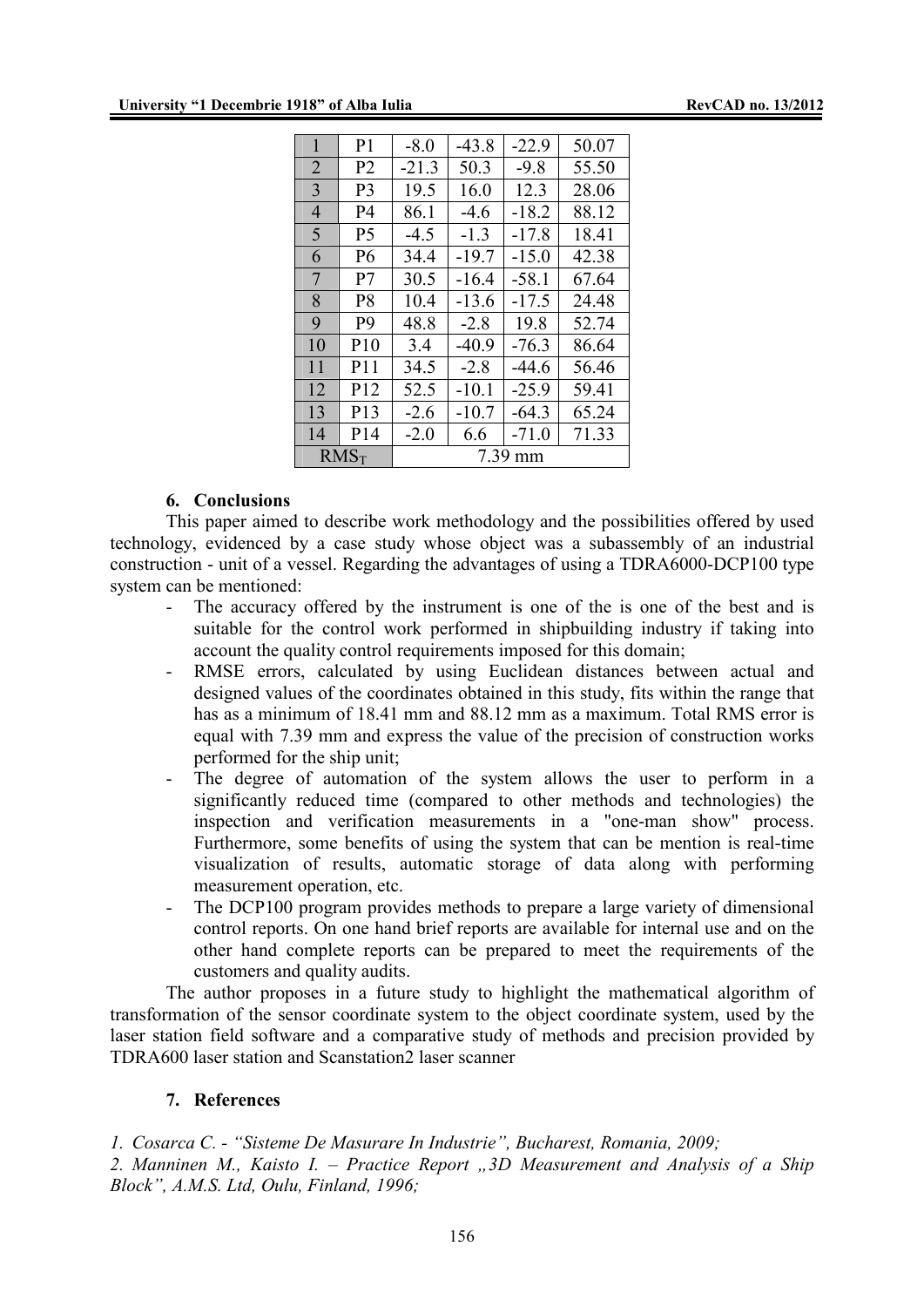| 1 | P1 | -8.0 | -43.8 | -22.9 | 50.07 |
|---|---|---|---|---|---|
| 2 | P2 | -21.3 | 50.3 | -9.8 | 55.50 |
| 3 | P3 | 19.5 | 16.0 | 12.3 | 28.06 |
| 4 | P4 | 86.1 | -4.6 | -18.2 | 88.12 |
| 5 | P5 | -4.5 | -1.3 | -17.8 | 18.41 |
| 6 | P6 | 34.4 | -19.7 | -15.0 | 42.38 |
| 7 | P7 | 30.5 | -16.4 | -58.1 | 67.64 |
| 8 | P8 | 10.4 | -13.6 | -17.5 | 24.48 |
| 9 | P9 | 48.8 | -2.8 | 19.8 | 52.74 |
| 10 | P10 | 3.4 | -40.9 | -76.3 | 86.64 |
| 11 | P11 | 34.5 | -2.8 | -44.6 | 56.46 |
| 12 | P12 | 52.5 | -10.1 | -25.9 | 59.41 |
| 13 | P13 | -2.6 | -10.7 | -64.3 | 65.24 |
| 14 | P14 | -2.0 | 6.6 | -71.0 | 71.33 |
| $RMS_T$ | | 7.39 mm | | | |

## 6. Conclusions

This paper aimed to describe work methodology and the possibilities offered by used technology, evidenced by a case study whose object was a subassembly of an industrial construction - unit of a vessel. Regarding the advantages of using a TDRA6000-DCP100 type system can be mentioned:

- The accuracy offered by the instrument is one of the is one of the best and is suitable for the control work performed in shipbuilding industry if taking into account the quality control requirements imposed for this domain;
- RMSE errors, calculated by using Euclidean distances between actual and designed values of the coordinates obtained in this study, fits within the range that has as a minimum of 18.41 mm and 88.12 mm as a maximum. Total RMS error is equal with 7.39 mm and express the value of the precision of construction works performed for the ship unit;
- The degree of automation of the system allows the user to perform in a significantly reduced time (compared to other methods and technologies) the inspection and verification measurements in a "one-man show" process. Furthermore, some benefits of using the system that can be mention is real-time visualization of results, automatic storage of data along with performing measurement operation, etc.
- The DCP100 program provides methods to prepare a large variety of dimensional control reports. On one hand brief reports are available for internal use and on the other hand complete reports can be prepared to meet the requirements of the customers and quality audits.

The author proposes in a future study to highlight the mathematical algorithm of transformation of the sensor coordinate system to the object coordinate system, used by the laser station field software and a comparative study of methods and precision provided by TDRA600 laser station and Scanstation2 laser scanner

## 7. References

*1. Cosarca C. - "Sisteme De Masurare In Industrie", Bucharest, Romania, 2009;*

*2. Manninen M., Kaisto I. – Practice Report „3D Measurement and Analysis of a Ship Block", A.M.S. Ltd, Oulu, Finland, 1996;*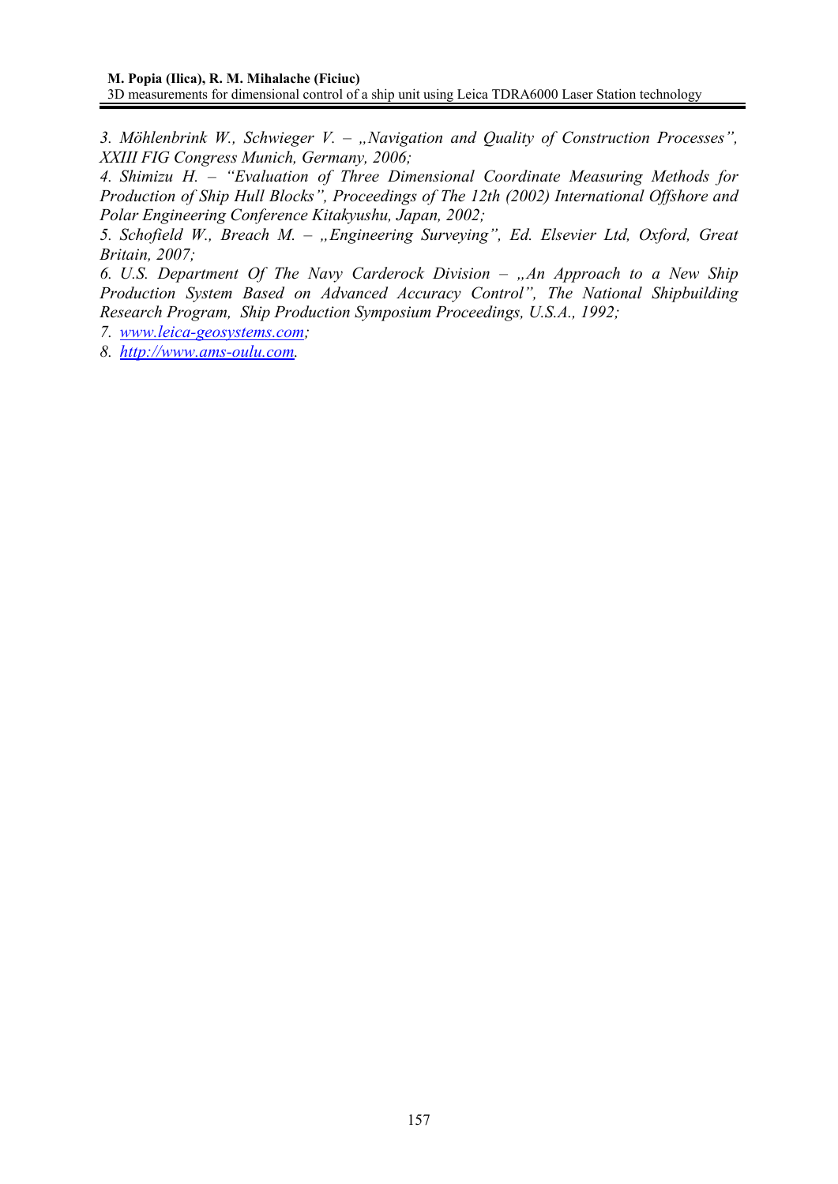*3. Möhlenbrink W., Schwieger V. – „Navigation and Quality of Construction Processes", XXIII FIG Congress Munich, Germany, 2006;*

*4. Shimizu H. – "Evaluation of Three Dimensional Coordinate Measuring Methods for Production of Ship Hull Blocks", Proceedings of The 12th (2002) International Offshore and Polar Engineering Conference Kitakyushu, Japan, 2002;*

*5. Schofield W., Breach M. – „Engineering Surveying", Ed. Elsevier Ltd, Oxford, Great Britain, 2007;*

*6. U.S. Department Of The Navy Carderock Division – „An Approach to a New Ship Production System Based on Advanced Accuracy Control", The National Shipbuilding Research Program, Ship Production Symposium Proceedings, U.S.A., 1992;*

*7. www.leica-geosystems.com;*

*8. http://www.ams-oulu.com.*